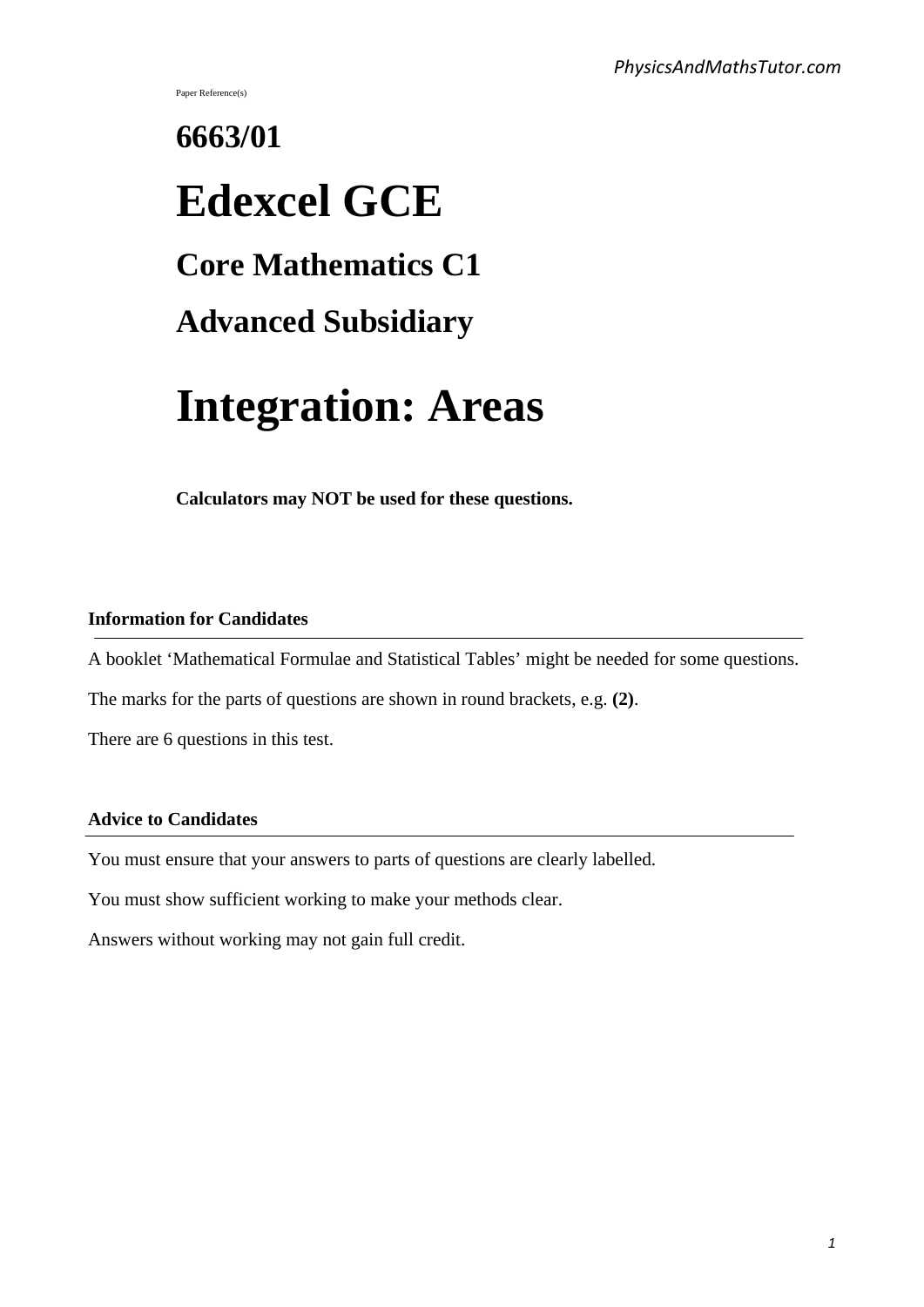Paper Reference(s)

# 6663/01

# Edexcel GCE

## Core Mathematics C1

## Advanced Subsidiary

# Integration: Areas

**Calculators may NOT be used for these questions.**

**Information for Candidates**

A booklet 'Mathematical Formulae and Statistical Tables' might be needed for some questions.

The marks for the parts of questions are shown in round brackets, e.g. **(2)**.

There are 6 questions in this test.

**Advice to Candidates**

You must ensure that your answers to parts of questions are clearly labelled.

You must show sufficient working to make your methods clear.

Answers without working may not gain full credit.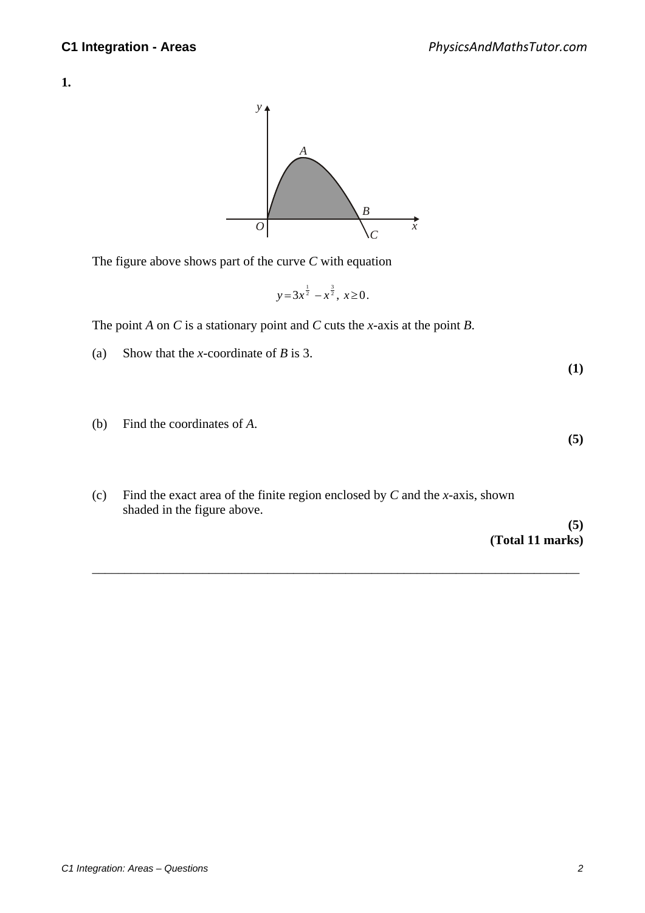**1.**

The figure above shows part of the curve *C* with equation

$$y = 3x^{\frac{1}{2}} - x^{\frac{3}{2}}, \ x \geq 0.$$

The point *A* on *C* is a stationary point and *C* cuts the *x*-axis at the point *B*.

(a) Show that the *x*-coordinate of *B* is 3.
**(1)**

(b) Find the coordinates of *A*.
**(5)**

(c) Find the exact area of the finite region enclosed by *C* and the *x*-axis, shown shaded in the figure above.
**(5)**
**(Total 11 marks)**

---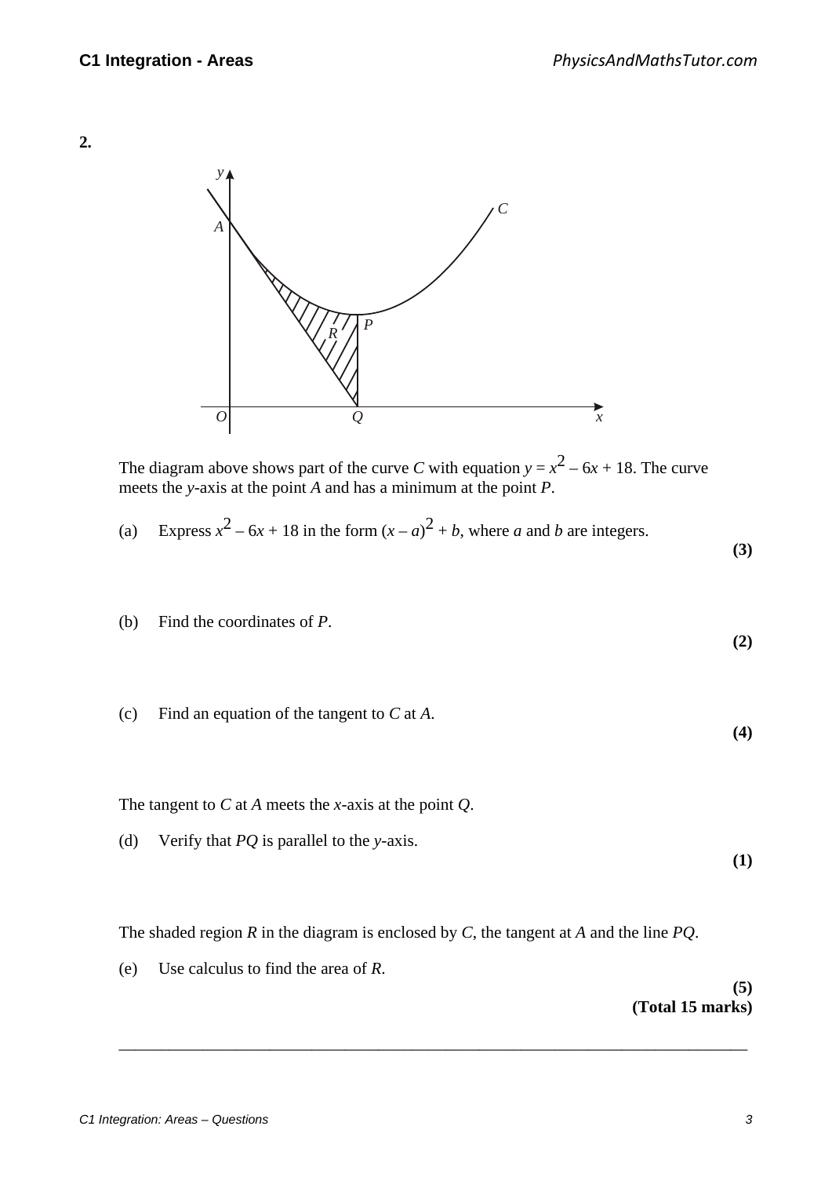**2.**

The diagram above shows part of the curve $C$ with equation $y = x^2 - 6x + 18$. The curve meets the $y$-axis at the point $A$ and has a minimum at the point $P$.

(a) Express $x^2 - 6x + 18$ in the form $(x - a)^2 + b$, where $a$ and $b$ are integers.
**(3)**

(b) Find the coordinates of $P$.
**(2)**

(c) Find an equation of the tangent to $C$ at $A$.
**(4)**

The tangent to $C$ at $A$ meets the $x$-axis at the point $Q$.

(d) Verify that $PQ$ is parallel to the $y$-axis.
**(1)**

The shaded region $R$ in the diagram is enclosed by $C$, the tangent at $A$ and the line $PQ$.

(e) Use calculus to find the area of $R$.
**(5)**
**(Total 15 marks)**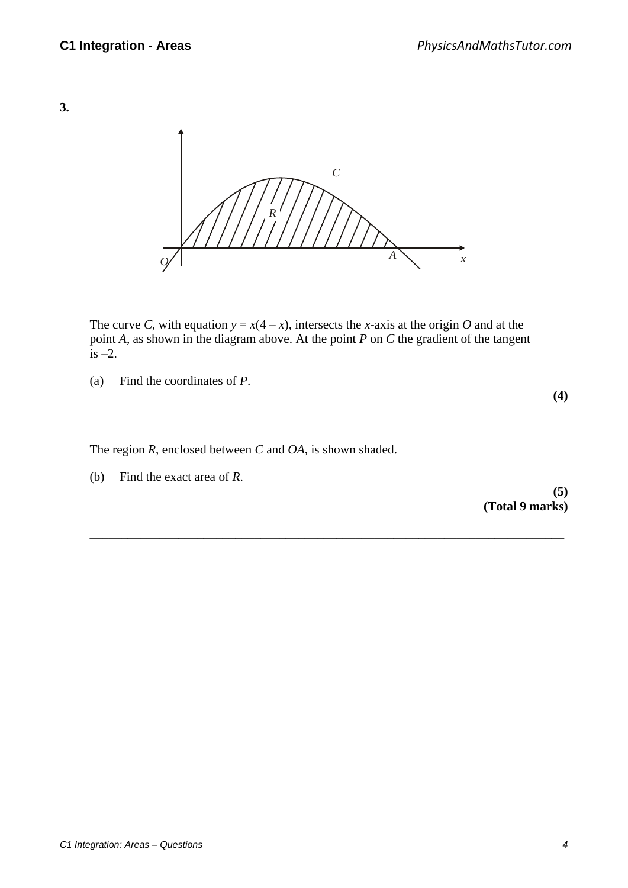**3.**

The curve $C$, with equation $y = x(4 - x)$, intersects the $x$-axis at the origin $O$ and at the point $A$, as shown in the diagram above. At the point $P$ on $C$ the gradient of the tangent is $-2$.

(a) Find the coordinates of $P$.

**(4)**

The region $R$, enclosed between $C$ and $OA$, is shown shaded.

(b) Find the exact area of $R$.

**(5)**
**(Total 9 marks)**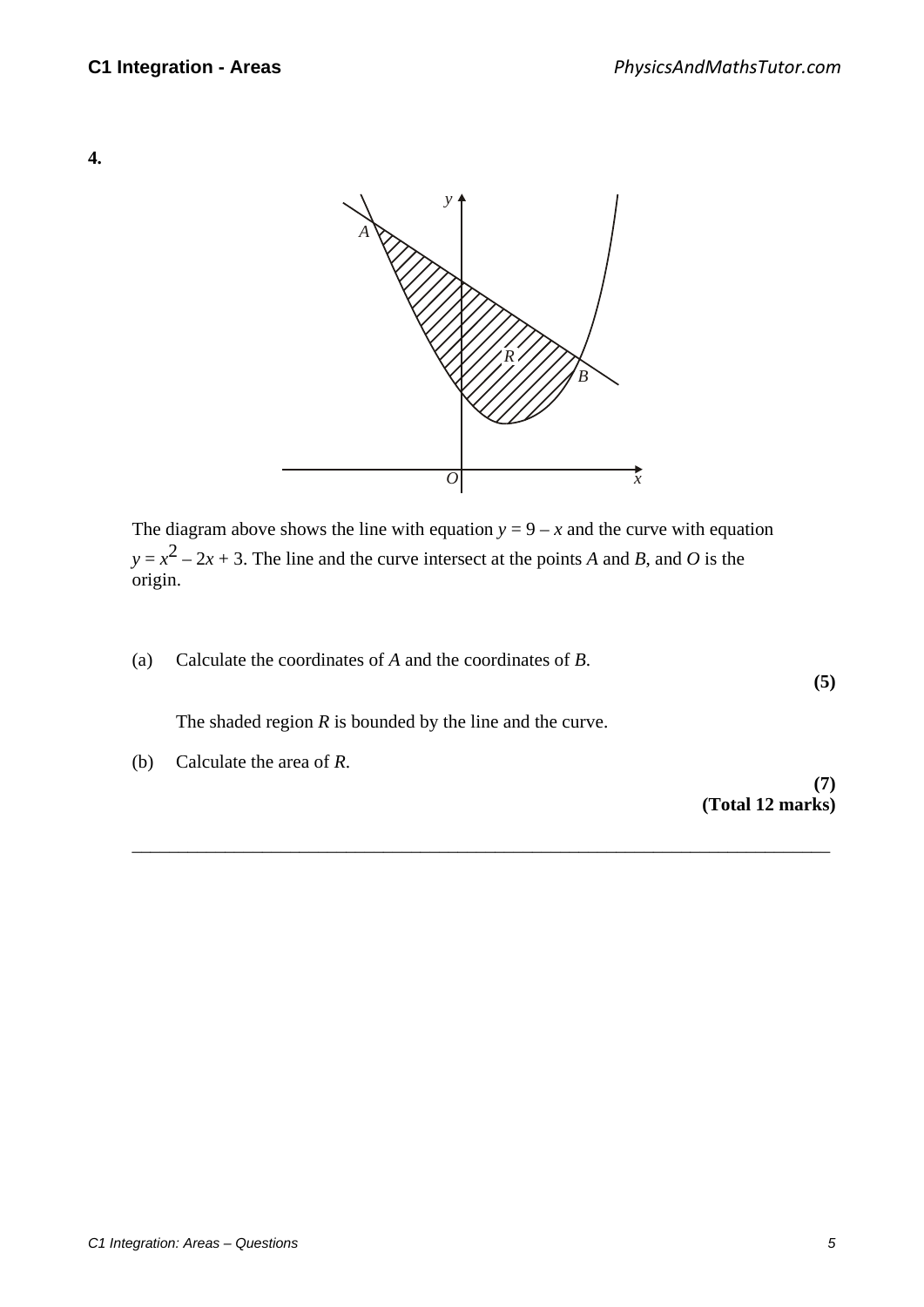**4.**

The diagram above shows the line with equation $y = 9 - x$ and the curve with equation $y = x^2 - 2x + 3$. The line and the curve intersect at the points $A$ and $B$, and $O$ is the origin.

(a) Calculate the coordinates of $A$ and the coordinates of $B$.

**(5)**

The shaded region $R$ is bounded by the line and the curve.

(b) Calculate the area of $R$.

**(7)**
**(Total 12 marks)**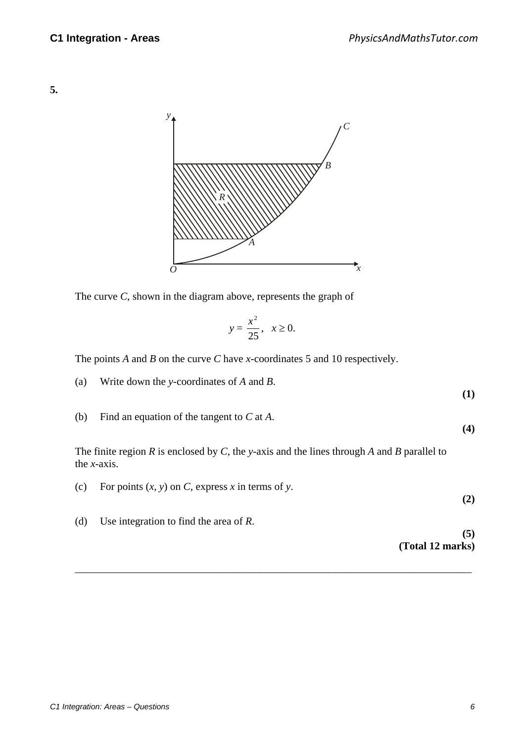**5.**

The curve $C$, shown in the diagram above, represents the graph of

$$y = \frac{x^2}{25}, \quad x \geq 0.$$

The points $A$ and $B$ on the curve $C$ have $x$-coordinates 5 and 10 respectively.

(a) Write down the $y$-coordinates of $A$ and $B$.

**(1)**

(b) Find an equation of the tangent to $C$ at $A$.

**(4)**

The finite region $R$ is enclosed by $C$, the $y$-axis and the lines through $A$ and $B$ parallel to the $x$-axis.

(c) For points $(x, y)$ on $C$, express $x$ in terms of $y$.

**(2)**

(d) Use integration to find the area of $R$.

**(5)**

**(Total 12 marks)**

---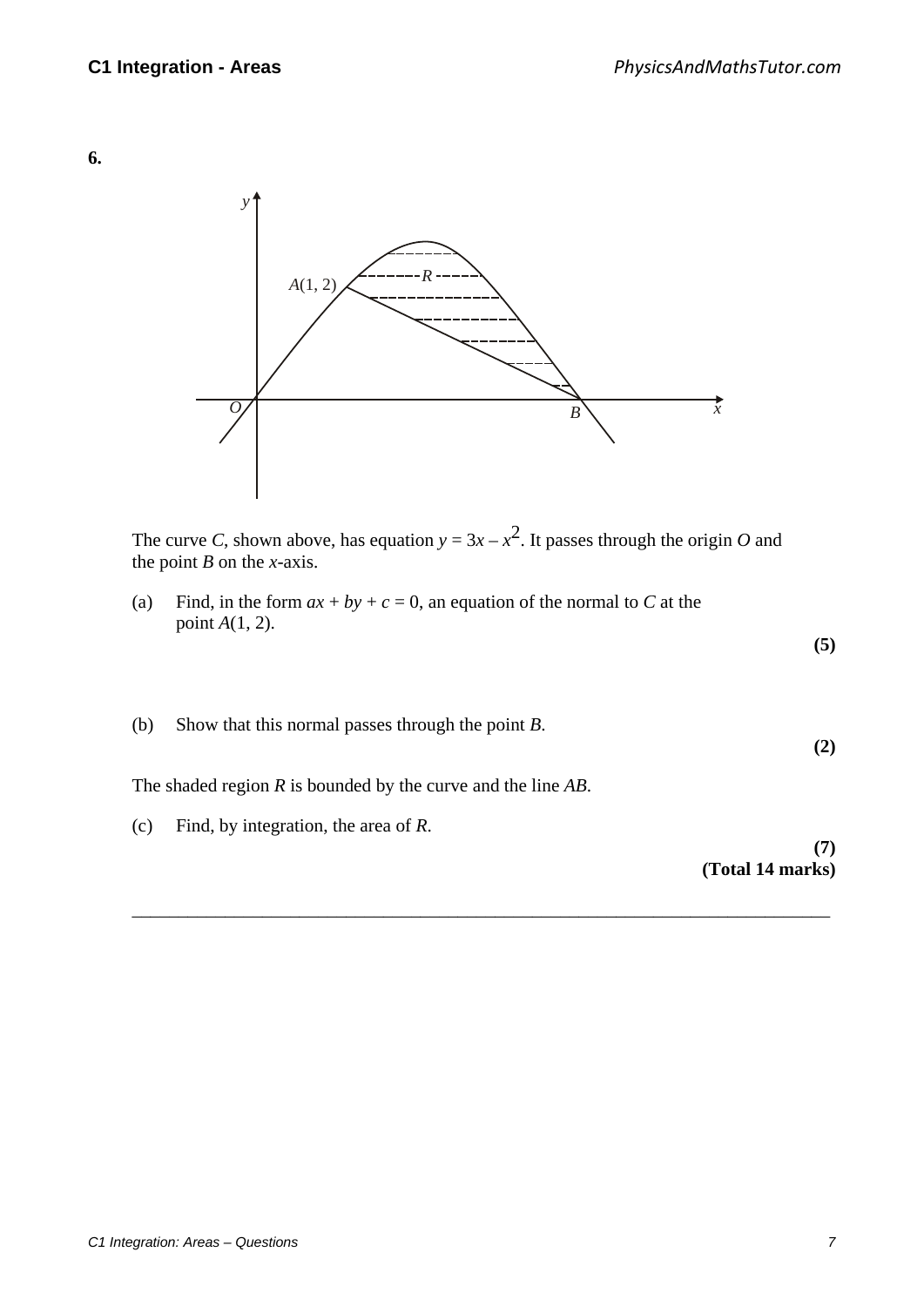**6.**

The curve $C$, shown above, has equation $y = 3x - x^2$. It passes through the origin $O$ and the point $B$ on the $x$-axis.

(a) Find, in the form $ax + by + c = 0$, an equation of the normal to $C$ at the point $A(1, 2)$.

**(5)**

(b) Show that this normal passes through the point $B$.

**(2)**

The shaded region $R$ is bounded by the curve and the line $AB$.

(c) Find, by integration, the area of $R$.

**(7)**

**(Total 14 marks)**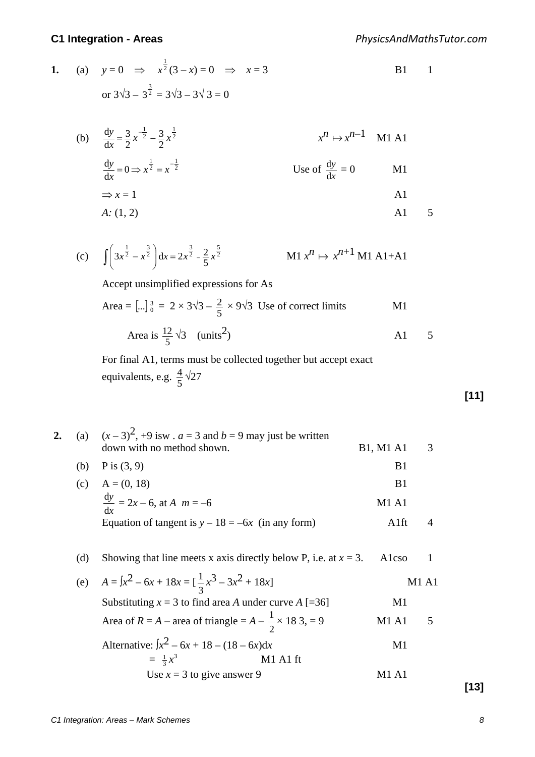**1.** (a) $y = 0 \Rightarrow x^{\frac{1}{2}}(3 - x) = 0 \Rightarrow x = 3$ B1 1

or $3\sqrt{3} - 3^{\frac{3}{2}} = 3\sqrt{3} - 3\sqrt{3} = 0$

(b) $\frac{dy}{dx} = \frac{3}{2}x^{-\frac{1}{2}} - \frac{3}{2}x^{\frac{1}{2}}$ $x^n \mapsto x^{n-1}$ M1 A1

$\frac{dy}{dx} = 0 \Rightarrow x^{\frac{1}{2}} = x^{-\frac{1}{2}}$ Use of $\frac{dy}{dx} = 0$ M1

$\Rightarrow x = 1$ A1

*A:* (1, 2) A1 5

(c) $\int \left(3x^{\frac{1}{2}} - x^{\frac{3}{2}}\right) dx = 2x^{\frac{3}{2}} - \frac{2}{5}x^{\frac{5}{2}}$ M1 $x^n \mapsto x^{n+1}$ M1 A1+A1

Accept unsimplified expressions for As

Area $= [\ldots]_0^3 = 2 \times 3\sqrt{3} - \frac{2}{5} \times 9\sqrt{3}$ Use of correct limits M1

Area is $\frac{12}{5}\sqrt{3}$ (units$^2$) A1 5

For final A1, terms must be collected together but accept exact equivalents, e.g. $\frac{4}{5}\sqrt{27}$

**[11]**

**2.** (a) $(x - 3)^2$, +9 isw . $a = 3$ and $b = 9$ may just be written down with no method shown. B1, M1 A1 3

(b) P is (3, 9) B1

(c) A = (0, 18) B1

$\frac{dy}{dx} = 2x - 6$, at *A* $m = -6$ M1 A1

Equation of tangent is $y - 18 = -6x$ (in any form) A1ft 4

(d) Showing that line meets x axis directly below P, i.e. at $x = 3$. A1cso 1

(e) $A = \int x^2 - 6x + 18x = [\frac{1}{3}x^3 - 3x^2 + 18x]$ M1 A1

Substituting $x = 3$ to find area *A* under curve *A* [=36] M1

Area of *R* = *A* – area of triangle = $A - \frac{1}{2} \times 18\ 3, = 9$ M1 A1 5

Alternative: $\int x^2 - 6x + 18 - (18 - 6x)dx$ M1

$= \frac{1}{3}x^3$ M1 A1 ft

Use $x = 3$ to give answer 9 M1 A1

**[13]**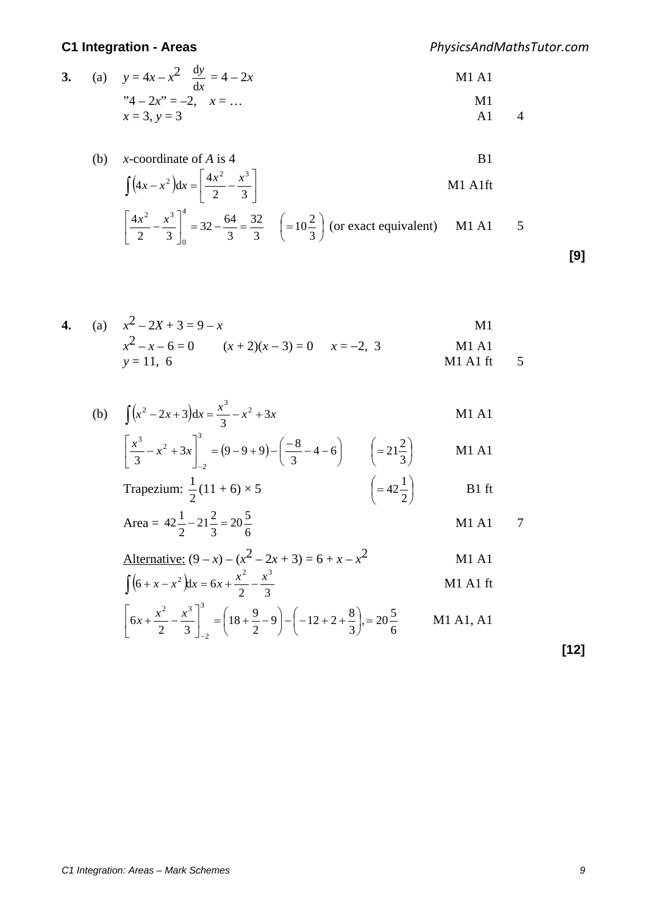**3.** (a) $y = 4x - x^2 \quad \frac{dy}{dx} = 4 - 2x$ — M1 A1

"$4 - 2x$" $= -2$, $\quad x = \ldots$ — M1

$x = 3, y = 3$ — A1 — 4

(b) $x$-coordinate of $A$ is 4 — B1

$\int (4x - x^2)\,dx = \left[\frac{4x^2}{2} - \frac{x^3}{3}\right]$ — M1 A1ft

$\left[\frac{4x^2}{2} - \frac{x^3}{3}\right]_0^4 = 32 - \frac{64}{3} = \frac{32}{3} \quad \left(= 10\frac{2}{3}\right)$ (or exact equivalent) — M1 A1 — 5

**[9]**

**4.** (a) $x^2 - 2X + 3 = 9 - x$ — M1

$x^2 - x - 6 = 0 \qquad (x + 2)(x - 3) = 0 \qquad x = -2,\ 3$ — M1 A1

$y = 11,\ 6$ — M1 A1 ft — 5

(b) $\int (x^2 - 2x + 3)\,dx = \frac{x^3}{3} - x^2 + 3x$ — M1 A1

$\left[\frac{x^3}{3} - x^2 + 3x\right]_{-2}^3 = (9 - 9 + 9) - \left(\frac{-8}{3} - 4 - 6\right) \qquad \left(= 21\frac{2}{3}\right)$ — M1 A1

Trapezium: $\frac{1}{2}(11 + 6) \times 5 \qquad \left(= 42\frac{1}{2}\right)$ — B1 ft

Area $= 42\frac{1}{2} - 21\frac{2}{3} = 20\frac{5}{6}$ — M1 A1 — 7

Alternative: $(9 - x) - (x^2 - 2x + 3) = 6 + x - x^2$ — M1 A1

$\int (6 + x - x^2)\,dx = 6x + \frac{x^2}{2} - \frac{x^3}{3}$ — M1 A1 ft

$\left[6x + \frac{x^2}{2} - \frac{x^3}{3}\right]_{-2}^3 = \left(18 + \frac{9}{2} - 9\right) - \left(-12 + 2 + \frac{8}{3}\right), = 20\frac{5}{6}$ — M1 A1, A1

**[12]**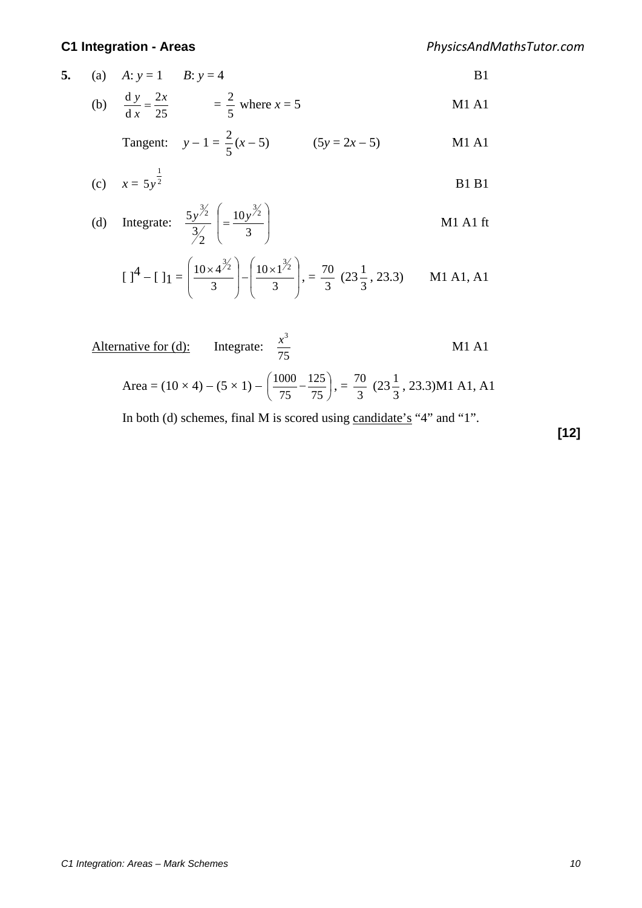**5.** (a) $A$: $y = 1$  $B$: $y = 4$ B1

(b) $\frac{\mathrm{d}y}{\mathrm{d}x} = \frac{2x}{25}$  $= \frac{2}{5}$ where $x = 5$ M1 A1

Tangent: $y - 1 = \frac{2}{5}(x - 5)$  $(5y = 2x - 5)$ M1 A1

(c) $x = 5y^{\frac{1}{2}}$ B1 B1

(d) Integrate: $\frac{5y^{3/2}}{3/2}$ $\left(= \frac{10y^{3/2}}{3}\right)$ M1 A1 ft

$[\ ]^4 - [\ ]_1 = \left(\frac{10 \times 4^{3/2}}{3}\right) - \left(\frac{10 \times 1^{3/2}}{3}\right), = \frac{70}{3}$ $(23\frac{1}{3}, 23.3)$ M1 A1, A1

<u>Alternative for (d):</u> Integrate: $\frac{x^3}{75}$ M1 A1

Area = $(10 \times 4) - (5 \times 1) - \left(\frac{1000}{75} - \frac{125}{75}\right), = \frac{70}{3}$ $(23\frac{1}{3}, 23.3)$ M1 A1, A1

In both (d) schemes, final M is scored using <u>candidate's</u> "4" and "1".

**[12]**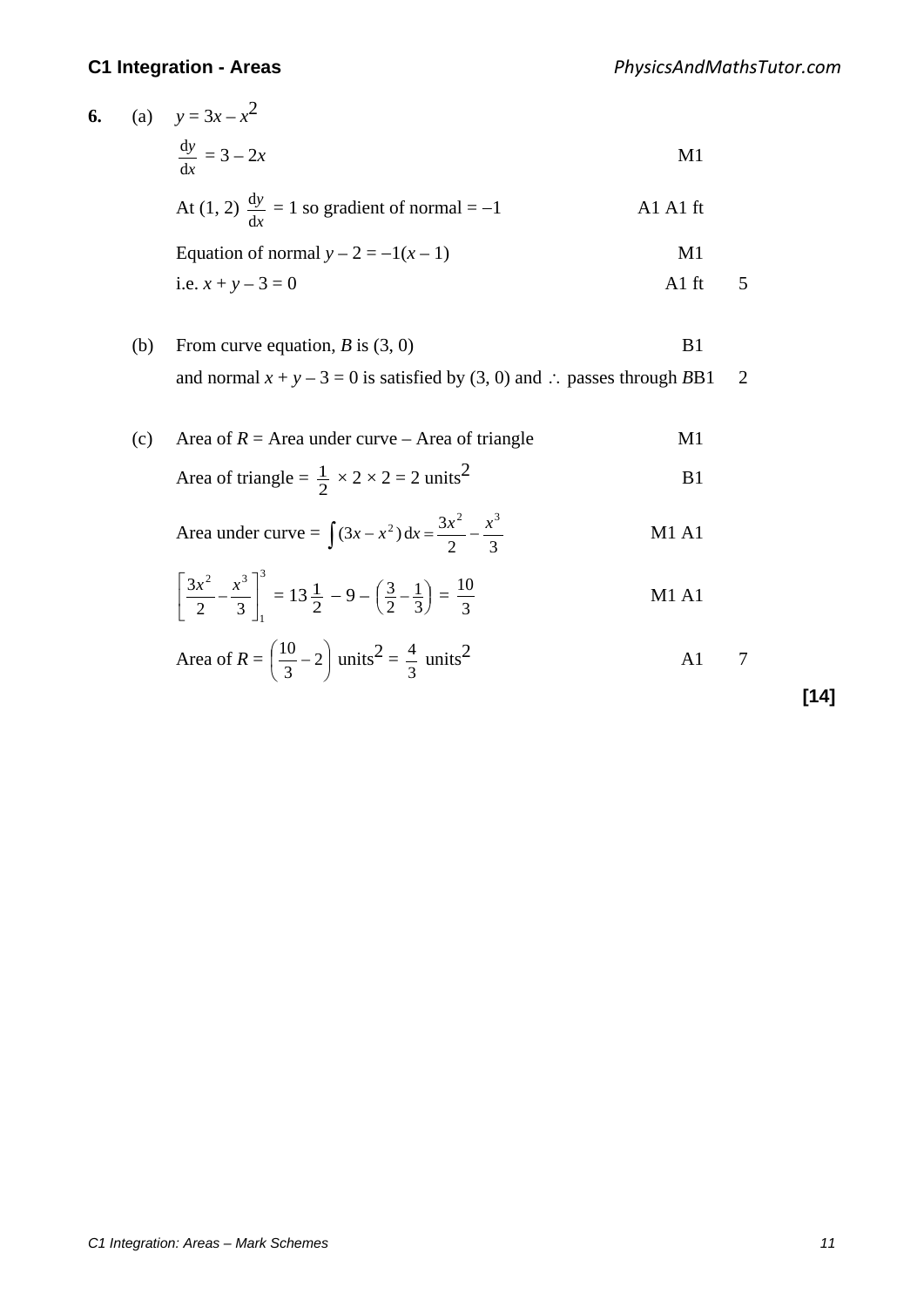**6.** (a) $y = 3x - x^2$

$\frac{dy}{dx} = 3 - 2x$ M1

At (1, 2) $\frac{dy}{dx} = 1$ so gradient of normal = –1 A1 A1 ft

Equation of normal $y - 2 = -1(x - 1)$ M1

i.e. $x + y - 3 = 0$ A1 ft **5**

(b) From curve equation, $B$ is (3, 0) B1

and normal $x + y - 3 = 0$ is satisfied by (3, 0) and $\therefore$ passes through $B$ B1 **2**

(c) Area of $R$ = Area under curve – Area of triangle M1

Area of triangle = $\frac{1}{2} \times 2 \times 2 = 2$ units$^2$ B1

Area under curve = $\int (3x - x^2)\,dx = \frac{3x^2}{2} - \frac{x^3}{3}$ M1 A1

$\left[\frac{3x^2}{2} - \frac{x^3}{3}\right]_1^3 = 13\frac{1}{2} - 9 - \left(\frac{3}{2} - \frac{1}{3}\right) = \frac{10}{3}$ M1 A1

Area of $R = \left(\frac{10}{3} - 2\right)$ units$^2$ = $\frac{4}{3}$ units$^2$ A1 **7**

**[14]**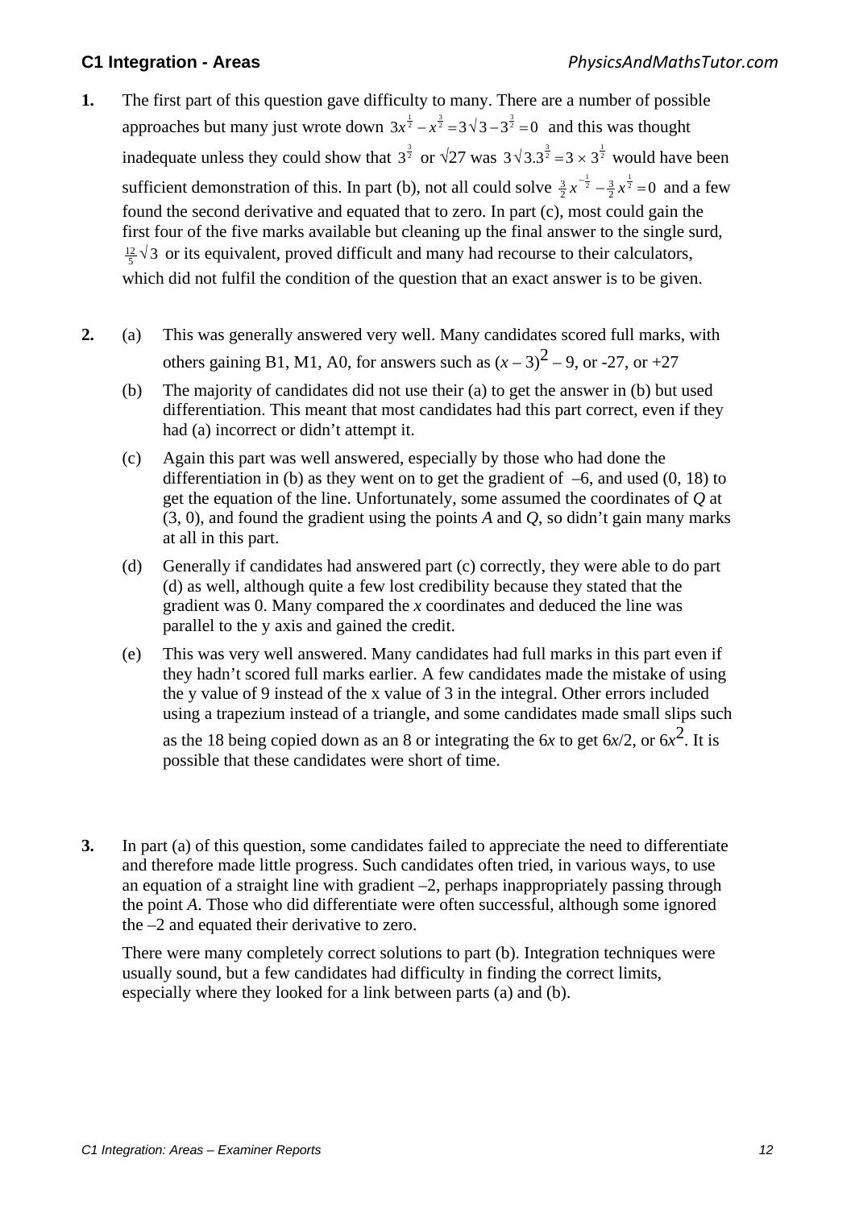**1.** The first part of this question gave difficulty to many. There are a number of possible approaches but many just wrote down $3x^{\frac{1}{2}} - x^{\frac{3}{2}} = 3\sqrt{3} - 3^{\frac{3}{2}} = 0$ and this was thought inadequate unless they could show that $3^{\frac{3}{2}}$ or $\sqrt{27}$ was $3\sqrt{3}.3^{\frac{3}{2}} = 3 \times 3^{\frac{1}{2}}$ would have been sufficient demonstration of this. In part (b), not all could solve $\frac{3}{2}x^{-\frac{1}{2}} - \frac{3}{2}x^{\frac{1}{2}} = 0$ and a few found the second derivative and equated that to zero. In part (c), most could gain the first four of the five marks available but cleaning up the final answer to the single surd, $\frac{12}{5}\sqrt{3}$ or its equivalent, proved difficult and many had recourse to their calculators, which did not fulfil the condition of the question that an exact answer is to be given.

**2.** (a) This was generally answered very well. Many candidates scored full marks, with others gaining B1, M1, A0, for answers such as $(x - 3)^2 - 9$, or -27, or +27

(b) The majority of candidates did not use their (a) to get the answer in (b) but used differentiation. This meant that most candidates had this part correct, even if they had (a) incorrect or didn't attempt it.

(c) Again this part was well answered, especially by those who had done the differentiation in (b) as they went on to get the gradient of –6, and used (0, 18) to get the equation of the line. Unfortunately, some assumed the coordinates of *Q* at (3, 0), and found the gradient using the points *A* and *Q*, so didn't gain many marks at all in this part.

(d) Generally if candidates had answered part (c) correctly, they were able to do part (d) as well, although quite a few lost credibility because they stated that the gradient was 0. Many compared the *x* coordinates and deduced the line was parallel to the y axis and gained the credit.

(e) This was very well answered. Many candidates had full marks in this part even if they hadn't scored full marks earlier. A few candidates made the mistake of using the y value of 9 instead of the x value of 3 in the integral. Other errors included using a trapezium instead of a triangle, and some candidates made small slips such as the 18 being copied down as an 8 or integrating the $6x$ to get $6x/2$, or $6x^2$. It is possible that these candidates were short of time.

**3.** In part (a) of this question, some candidates failed to appreciate the need to differentiate and therefore made little progress. Such candidates often tried, in various ways, to use an equation of a straight line with gradient –2, perhaps inappropriately passing through the point *A*. Those who did differentiate were often successful, although some ignored the –2 and equated their derivative to zero.

There were many completely correct solutions to part (b). Integration techniques were usually sound, but a few candidates had difficulty in finding the correct limits, especially where they looked for a link between parts (a) and (b).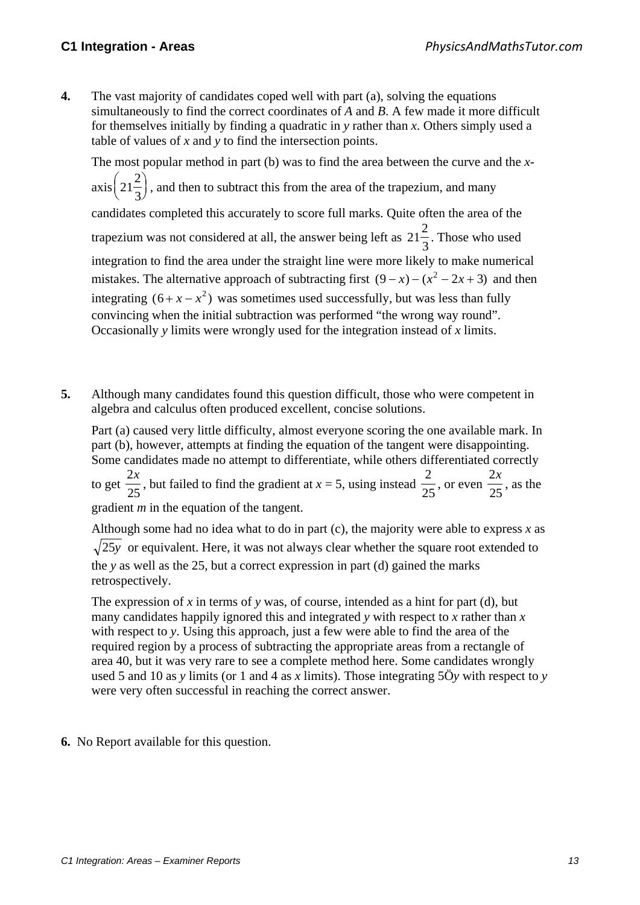**4.** The vast majority of candidates coped well with part (a), solving the equations simultaneously to find the correct coordinates of $A$ and $B$. A few made it more difficult for themselves initially by finding a quadratic in $y$ rather than $x$. Others simply used a table of values of $x$ and $y$ to find the intersection points.

The most popular method in part (b) was to find the area between the curve and the $x$-axis $\left(21\frac{2}{3}\right)$, and then to subtract this from the area of the trapezium, and many candidates completed this accurately to score full marks. Quite often the area of the trapezium was not considered at all, the answer being left as $21\frac{2}{3}$. Those who used integration to find the area under the straight line were more likely to make numerical mistakes. The alternative approach of subtracting first $(9 - x) - (x^2 - 2x + 3)$ and then integrating $(6 + x - x^2)$ was sometimes used successfully, but was less than fully convincing when the initial subtraction was performed "the wrong way round". Occasionally $y$ limits were wrongly used for the integration instead of $x$ limits.

**5.** Although many candidates found this question difficult, those who were competent in algebra and calculus often produced excellent, concise solutions.

Part (a) caused very little difficulty, almost everyone scoring the one available mark. In part (b), however, attempts at finding the equation of the tangent were disappointing. Some candidates made no attempt to differentiate, while others differentiated correctly to get $\frac{2x}{25}$, but failed to find the gradient at $x = 5$, using instead $\frac{2}{25}$, or even $\frac{2x}{25}$, as the gradient $m$ in the equation of the tangent.

Although some had no idea what to do in part (c), the majority were able to express $x$ as $\sqrt{25y}$ or equivalent. Here, it was not always clear whether the square root extended to the $y$ as well as the 25, but a correct expression in part (d) gained the marks retrospectively.

The expression of $x$ in terms of $y$ was, of course, intended as a hint for part (d), but many candidates happily ignored this and integrated $y$ with respect to $x$ rather than $x$ with respect to $y$. Using this approach, just a few were able to find the area of the required region by a process of subtracting the appropriate areas from a rectangle of area 40, but it was very rare to see a complete method here. Some candidates wrongly used 5 and 10 as $y$ limits (or 1 and 4 as $x$ limits). Those integrating 5Öy with respect to $y$ were very often successful in reaching the correct answer.

**6.** No Report available for this question.